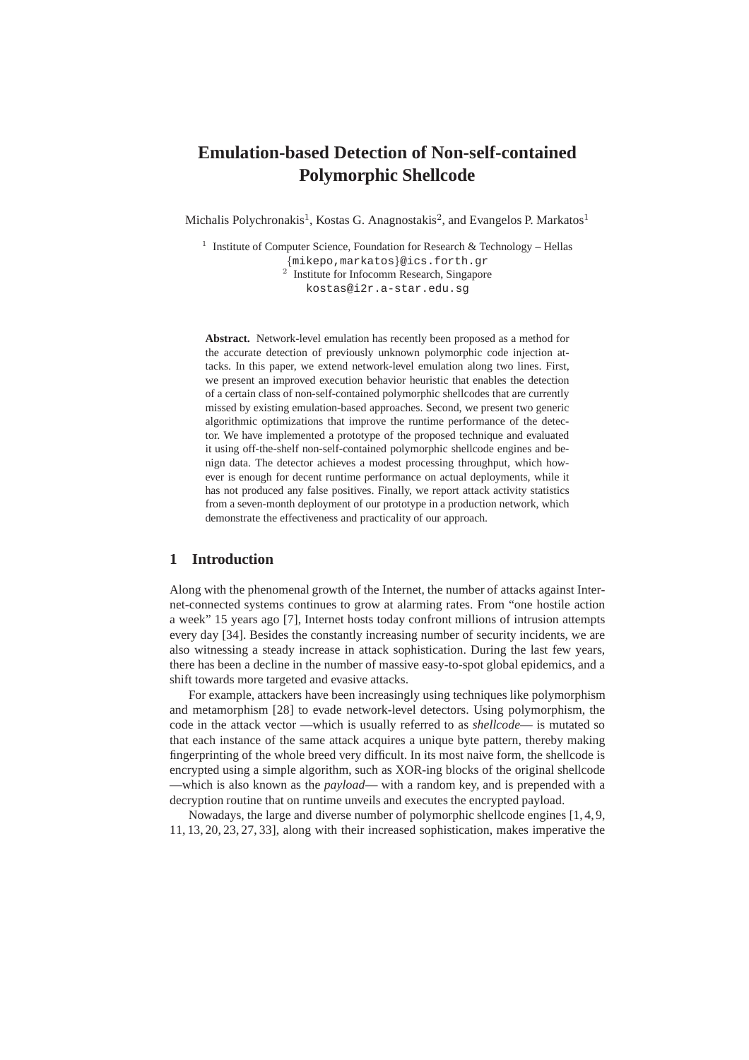# Emulation-based Detection of Non-self-contained Polymorphic Shellcode

Michalis Polychronakis[1], Kostas G. Anagnostakis[2], and Evangelos P. Markatos[1]

[1] Institute of Computer Science, Foundation for Research & Technology – Hellas
{mikepo,markatos}@ics.forth.gr
[2] Institute for Infocomm Research, Singapore
kostas@i2r.a-star.edu.sg

**Abstract.** Network-level emulation has recently been proposed as a method for the accurate detection of previously unknown polymorphic code injection attacks. In this paper, we extend network-level emulation along two lines. First, we present an improved execution behavior heuristic that enables the detection of a certain class of non-self-contained polymorphic shellcodes that are currently missed by existing emulation-based approaches. Second, we present two generic algorithmic optimizations that improve the runtime performance of the detector. We have implemented a prototype of the proposed technique and evaluated it using off-the-shelf non-self-contained polymorphic shellcode engines and benign data. The detector achieves a modest processing throughput, which however is enough for decent runtime performance on actual deployments, while it has not produced any false positives. Finally, we report attack activity statistics from a seven-month deployment of our prototype in a production network, which demonstrate the effectiveness and practicality of our approach.

## 1 Introduction

Along with the phenomenal growth of the Internet, the number of attacks against Internet-connected systems continues to grow at alarming rates. From "one hostile action a week" 15 years ago [7], Internet hosts today confront millions of intrusion attempts every day [34]. Besides the constantly increasing number of security incidents, we are also witnessing a steady increase in attack sophistication. During the last few years, there has been a decline in the number of massive easy-to-spot global epidemics, and a shift towards more targeted and evasive attacks.

For example, attackers have been increasingly using techniques like polymorphism and metamorphism [28] to evade network-level detectors. Using polymorphism, the code in the attack vector —which is usually referred to as *shellcode*— is mutated so that each instance of the same attack acquires a unique byte pattern, thereby making fingerprinting of the whole breed very difficult. In its most naive form, the shellcode is encrypted using a simple algorithm, such as XOR-ing blocks of the original shellcode —which is also known as the *payload*— with a random key, and is prepended with a decryption routine that on runtime unveils and executes the encrypted payload.

Nowadays, the large and diverse number of polymorphic shellcode engines [1, 4, 9, 11, 13, 20, 23, 27, 33], along with their increased sophistication, makes imperative the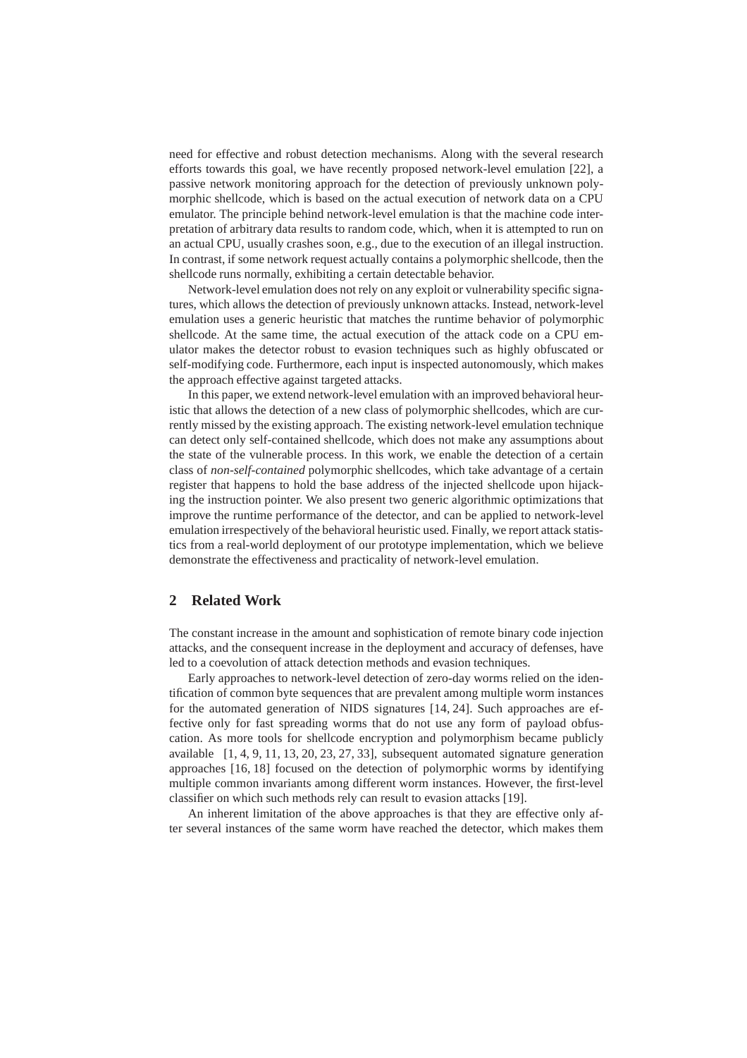need for effective and robust detection mechanisms. Along with the several research efforts towards this goal, we have recently proposed network-level emulation [22], a passive network monitoring approach for the detection of previously unknown polymorphic shellcode, which is based on the actual execution of network data on a CPU emulator. The principle behind network-level emulation is that the machine code interpretation of arbitrary data results to random code, which, when it is attempted to run on an actual CPU, usually crashes soon, e.g., due to the execution of an illegal instruction. In contrast, if some network request actually contains a polymorphic shellcode, then the shellcode runs normally, exhibiting a certain detectable behavior.

Network-level emulation does not rely on any exploit or vulnerability specific signatures, which allows the detection of previously unknown attacks. Instead, network-level emulation uses a generic heuristic that matches the runtime behavior of polymorphic shellcode. At the same time, the actual execution of the attack code on a CPU emulator makes the detector robust to evasion techniques such as highly obfuscated or self-modifying code. Furthermore, each input is inspected autonomously, which makes the approach effective against targeted attacks.

In this paper, we extend network-level emulation with an improved behavioral heuristic that allows the detection of a new class of polymorphic shellcodes, which are currently missed by the existing approach. The existing network-level emulation technique can detect only self-contained shellcode, which does not make any assumptions about the state of the vulnerable process. In this work, we enable the detection of a certain class of *non-self-contained* polymorphic shellcodes, which take advantage of a certain register that happens to hold the base address of the injected shellcode upon hijacking the instruction pointer. We also present two generic algorithmic optimizations that improve the runtime performance of the detector, and can be applied to network-level emulation irrespectively of the behavioral heuristic used. Finally, we report attack statistics from a real-world deployment of our prototype implementation, which we believe demonstrate the effectiveness and practicality of network-level emulation.

## 2 Related Work

The constant increase in the amount and sophistication of remote binary code injection attacks, and the consequent increase in the deployment and accuracy of defenses, have led to a coevolution of attack detection methods and evasion techniques.

Early approaches to network-level detection of zero-day worms relied on the identification of common byte sequences that are prevalent among multiple worm instances for the automated generation of NIDS signatures [14, 24]. Such approaches are effective only for fast spreading worms that do not use any form of payload obfuscation. As more tools for shellcode encryption and polymorphism became publicly available [1, 4, 9, 11, 13, 20, 23, 27, 33], subsequent automated signature generation approaches [16, 18] focused on the detection of polymorphic worms by identifying multiple common invariants among different worm instances. However, the first-level classifier on which such methods rely can result to evasion attacks [19].

An inherent limitation of the above approaches is that they are effective only after several instances of the same worm have reached the detector, which makes them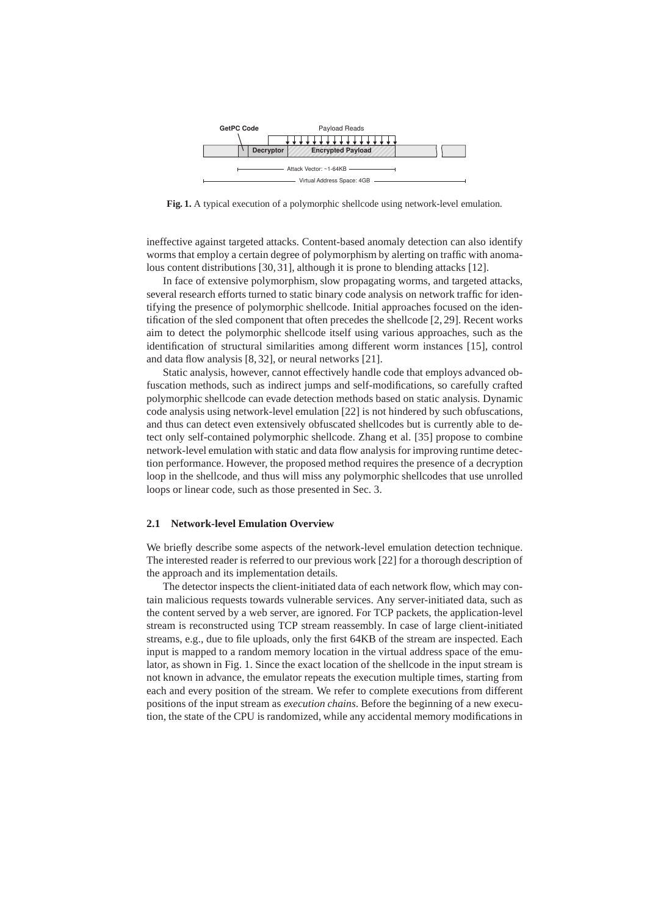**Fig. 1.** A typical execution of a polymorphic shellcode using network-level emulation.

ineffective against targeted attacks. Content-based anomaly detection can also identify worms that employ a certain degree of polymorphism by alerting on traffic with anomalous content distributions [30, 31], although it is prone to blending attacks [12].

In face of extensive polymorphism, slow propagating worms, and targeted attacks, several research efforts turned to static binary code analysis on network traffic for identifying the presence of polymorphic shellcode. Initial approaches focused on the identification of the sled component that often precedes the shellcode [2, 29]. Recent works aim to detect the polymorphic shellcode itself using various approaches, such as the identification of structural similarities among different worm instances [15], control and data flow analysis [8, 32], or neural networks [21].

Static analysis, however, cannot effectively handle code that employs advanced obfuscation methods, such as indirect jumps and self-modifications, so carefully crafted polymorphic shellcode can evade detection methods based on static analysis. Dynamic code analysis using network-level emulation [22] is not hindered by such obfuscations, and thus can detect even extensively obfuscated shellcodes but is currently able to detect only self-contained polymorphic shellcode. Zhang et al. [35] propose to combine network-level emulation with static and data flow analysis for improving runtime detection performance. However, the proposed method requires the presence of a decryption loop in the shellcode, and thus will miss any polymorphic shellcodes that use unrolled loops or linear code, such as those presented in Sec. 3.

### 2.1 Network-level Emulation Overview

We briefly describe some aspects of the network-level emulation detection technique. The interested reader is referred to our previous work [22] for a thorough description of the approach and its implementation details.

The detector inspects the client-initiated data of each network flow, which may contain malicious requests towards vulnerable services. Any server-initiated data, such as the content served by a web server, are ignored. For TCP packets, the application-level stream is reconstructed using TCP stream reassembly. In case of large client-initiated streams, e.g., due to file uploads, only the first 64KB of the stream are inspected. Each input is mapped to a random memory location in the virtual address space of the emulator, as shown in Fig. 1. Since the exact location of the shellcode in the input stream is not known in advance, the emulator repeats the execution multiple times, starting from each and every position of the stream. We refer to complete executions from different positions of the input stream as *execution chains*. Before the beginning of a new execution, the state of the CPU is randomized, while any accidental memory modifications in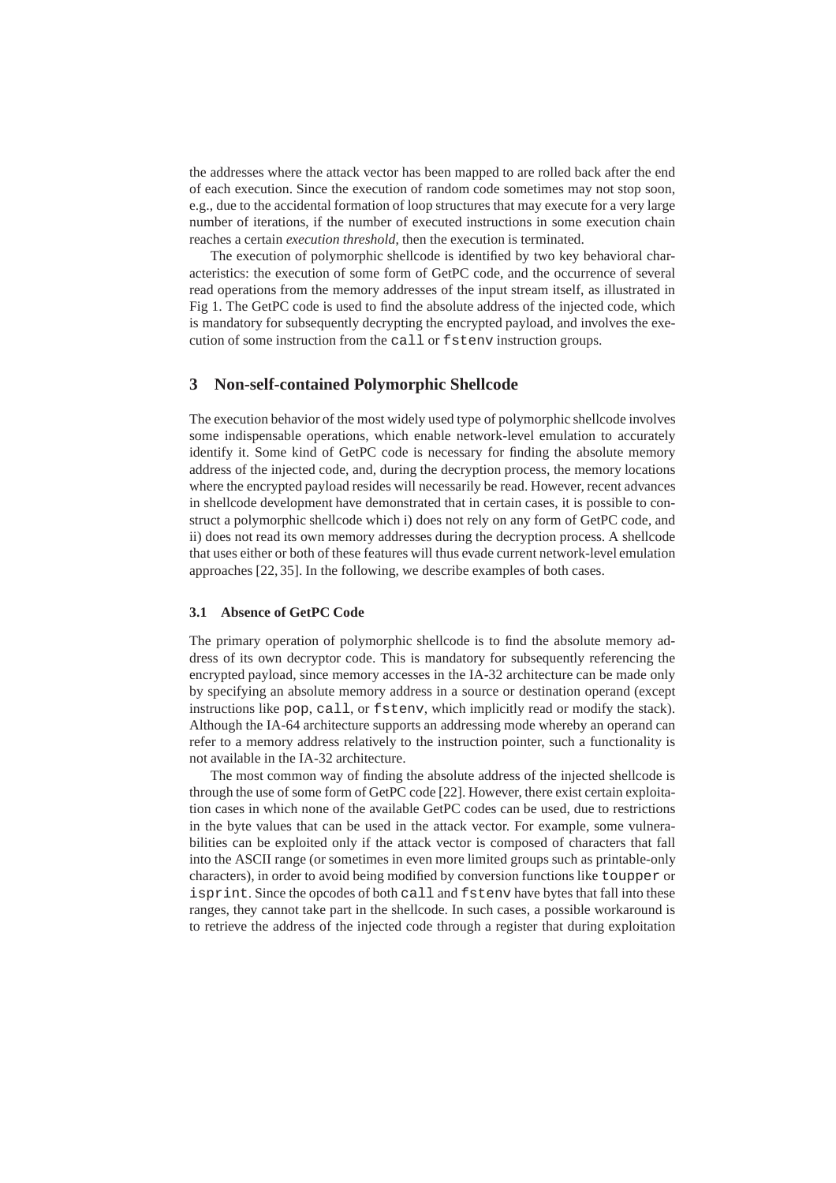the addresses where the attack vector has been mapped to are rolled back after the end of each execution. Since the execution of random code sometimes may not stop soon, e.g., due to the accidental formation of loop structures that may execute for a very large number of iterations, if the number of executed instructions in some execution chain reaches a certain *execution threshold*, then the execution is terminated.

The execution of polymorphic shellcode is identified by two key behavioral characteristics: the execution of some form of GetPC code, and the occurrence of several read operations from the memory addresses of the input stream itself, as illustrated in Fig 1. The GetPC code is used to find the absolute address of the injected code, which is mandatory for subsequently decrypting the encrypted payload, and involves the execution of some instruction from the `call` or `fstenv` instruction groups.

## 3 Non-self-contained Polymorphic Shellcode

The execution behavior of the most widely used type of polymorphic shellcode involves some indispensable operations, which enable network-level emulation to accurately identify it. Some kind of GetPC code is necessary for finding the absolute memory address of the injected code, and, during the decryption process, the memory locations where the encrypted payload resides will necessarily be read. However, recent advances in shellcode development have demonstrated that in certain cases, it is possible to construct a polymorphic shellcode which i) does not rely on any form of GetPC code, and ii) does not read its own memory addresses during the decryption process. A shellcode that uses either or both of these features will thus evade current network-level emulation approaches [22, 35]. In the following, we describe examples of both cases.

### 3.1 Absence of GetPC Code

The primary operation of polymorphic shellcode is to find the absolute memory address of its own decryptor code. This is mandatory for subsequently referencing the encrypted payload, since memory accesses in the IA-32 architecture can be made only by specifying an absolute memory address in a source or destination operand (except instructions like `pop`, `call`, or `fstenv`, which implicitly read or modify the stack). Although the IA-64 architecture supports an addressing mode whereby an operand can refer to a memory address relatively to the instruction pointer, such a functionality is not available in the IA-32 architecture.

The most common way of finding the absolute address of the injected shellcode is through the use of some form of GetPC code [22]. However, there exist certain exploitation cases in which none of the available GetPC codes can be used, due to restrictions in the byte values that can be used in the attack vector. For example, some vulnerabilities can be exploited only if the attack vector is composed of characters that fall into the ASCII range (or sometimes in even more limited groups such as printable-only characters), in order to avoid being modified by conversion functions like `toupper` or `isprint`. Since the opcodes of both `call` and `fstenv` have bytes that fall into these ranges, they cannot take part in the shellcode. In such cases, a possible workaround is to retrieve the address of the injected code through a register that during exploitation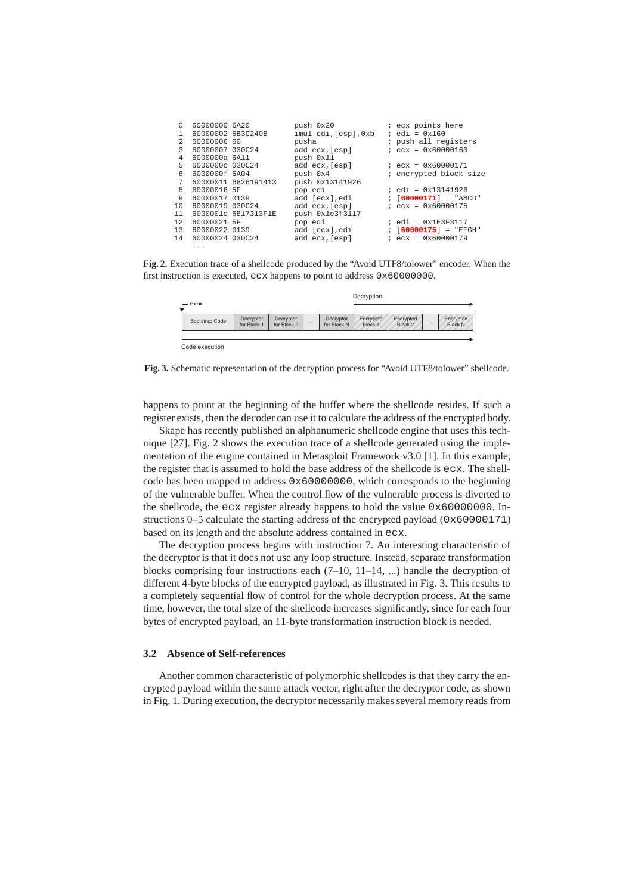```
 0   60000000 6A20            push 0x20              ; ecx points here
 1   60000002 6B3C240B        imul edi,[esp],0xb     ; edi = 0x160
 2   60000006 60              pusha                  ; push all registers
 3   60000007 030C24          add ecx,[esp]          ; ecx = 0x60000160
 4   6000000a 6A11            push 0x11
 5   6000000c 030C24          add ecx,[esp]          ; ecx = 0x60000171
 6   6000000f 6A04            push 0x4               ; encrypted block size
 7   60000011 6826191413      push 0x13141926
 8   60000016 5F              pop edi                ; edi = 0x13141926
 9   60000017 0139            add [ecx],edi          ; [60000171] = "ABCD"
10   60000019 030C24          add ecx,[esp]          ; ecx = 0x60000175
11   6000001c 6817313F1E      push 0x1e3f3117
12   60000021 5F              pop edi                ; edi = 0x1E3F3117
13   60000022 0139            add [ecx],edi          ; [60000175] = "EFGH"
14   60000024 030C24          add ecx,[esp]          ; ecx = 0x60000179
     ...
```

**Fig. 2.** Execution trace of a shellcode produced by the "Avoid UTF8/tolower" encoder. When the first instruction is executed, `ecx` happens to point to address `0x60000000`.

| Bootstrap Code | Decryptor for Block 1 | Decryptor for Block 2 | ... | Decryptor for Block N | Encrypted Block 1 | Encrypted Block 2 | ... | Encrypted Block N |
|---|---|---|---|---|---|---|---|---|

(ecx points to the start; Decryption spans the encrypted blocks; Code execution proceeds left to right)

**Fig. 3.** Schematic representation of the decryption process for "Avoid UTF8/tolower" shellcode.

happens to point at the beginning of the buffer where the shellcode resides. If such a register exists, then the decoder can use it to calculate the address of the encrypted body.

Skape has recently published an alphanumeric shellcode engine that uses this technique [27]. Fig. 2 shows the execution trace of a shellcode generated using the implementation of the engine contained in Metasploit Framework v3.0 [1]. In this example, the register that is assumed to hold the base address of the shellcode is `ecx`. The shellcode has been mapped to address `0x60000000`, which corresponds to the beginning of the vulnerable buffer. When the control flow of the vulnerable process is diverted to the shellcode, the `ecx` register already happens to hold the value `0x60000000`. Instructions 0–5 calculate the starting address of the encrypted payload (`0x60000171`) based on its length and the absolute address contained in `ecx`.

The decryption process begins with instruction 7. An interesting characteristic of the decryptor is that it does not use any loop structure. Instead, separate transformation blocks comprising four instructions each (7–10, 11–14, ...) handle the decryption of different 4-byte blocks of the encrypted payload, as illustrated in Fig. 3. This results to a completely sequential flow of control for the whole decryption process. At the same time, however, the total size of the shellcode increases significantly, since for each four bytes of encrypted payload, an 11-byte transformation instruction block is needed.

### 3.2 Absence of Self-references

Another common characteristic of polymorphic shellcodes is that they carry the encrypted payload within the same attack vector, right after the decryptor code, as shown in Fig. 1. During execution, the decryptor necessarily makes several memory reads from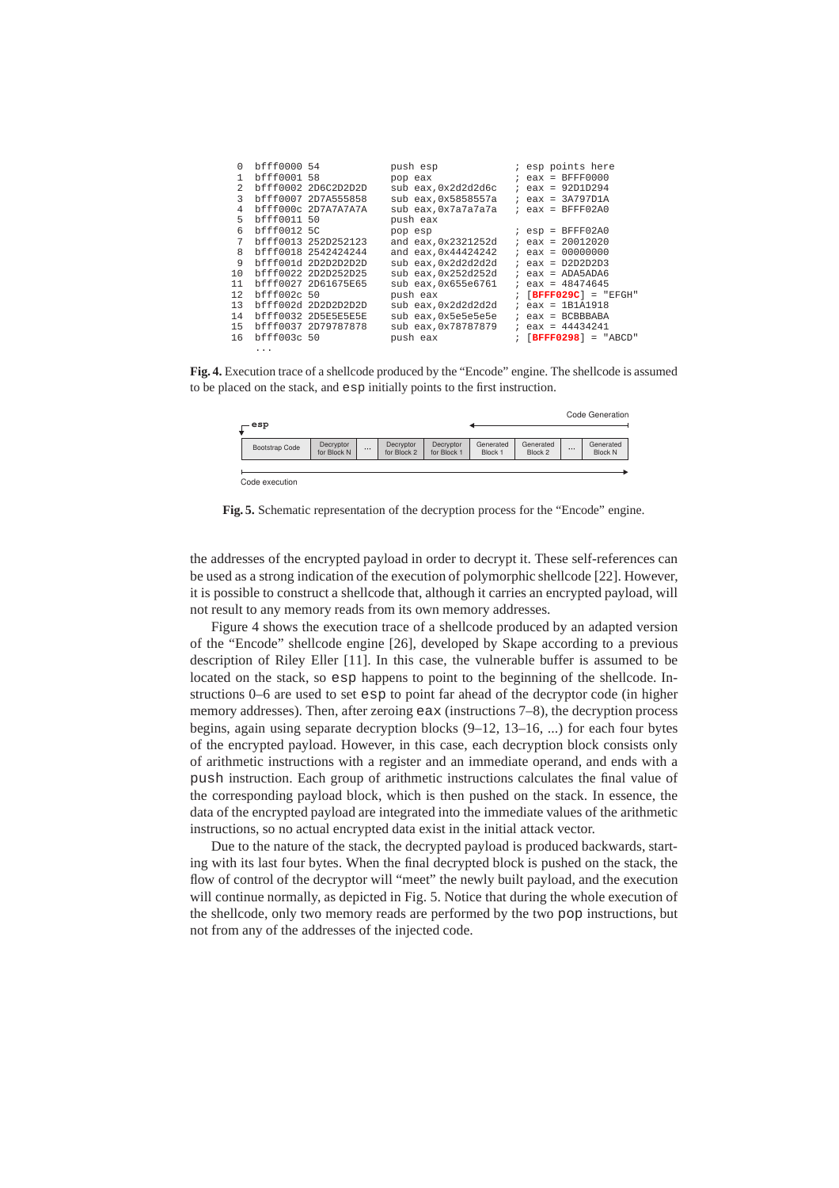```
 0  bfff0000 54            push esp              ; esp points here
 1  bfff0001 58            pop eax               ; eax = BFFF0000
 2  bfff0002 2D6C2D2D2D    sub eax,0x2d2d2d6c    ; eax = 92D1D294
 3  bfff0007 2D7A555858    sub eax,0x5858557a    ; eax = 3A797D1A
 4  bfff000c 2D7A7A7A7A    sub eax,0x7a7a7a7a    ; eax = BFFF02A0
 5  bfff0011 50            push eax
 6  bfff0012 5C            pop esp               ; esp = BFFF02A0
 7  bfff0013 252D252123    and eax,0x2321252d    ; eax = 20012020
 8  bfff0018 2542424244    and eax,0x44424242    ; eax = 00000000
 9  bfff001d 2D2D2D2D2D    sub eax,0x2d2d2d2d    ; eax = D2D2D2D3
10  bfff0022 2D2D252D25    sub eax,0x252d252d    ; eax = ADA5ADA6
11  bfff0027 2D61675E65    sub eax,0x655e6761    ; eax = 48474645
12  bfff002c 50            push eax              ; [BFFF029C] = "EFGH"
13  bfff002d 2D2D2D2D2D    sub eax,0x2d2d2d2d    ; eax = 1B1A1918
14  bfff0032 2D5E5E5E5E    sub eax,0x5e5e5e5e    ; eax = BCBBBABA
15  bfff0037 2D79787878    sub eax,0x78787879    ; eax = 44434241
16  bfff003c 50            push eax              ; [BFFF0298] = "ABCD"
    ...
```

**Fig. 4.** Execution trace of a shellcode produced by the "Encode" engine. The shellcode is assumed to be placed on the stack, and esp initially points to the first instruction.

| Bootstrap Code | Decryptor for Block N | ... | Decryptor for Block 2 | Decryptor for Block 1 | Generated Block 1 | Generated Block 2 | ... | Generated Block N |
|---|---|---|---|---|---|---|---|---|

esp (points to Bootstrap Code) — Code Generation (←, right to left) — Code execution (→, left to right)

**Fig. 5.** Schematic representation of the decryption process for the "Encode" engine.

the addresses of the encrypted payload in order to decrypt it. These self-references can be used as a strong indication of the execution of polymorphic shellcode [22]. However, it is possible to construct a shellcode that, although it carries an encrypted payload, will not result to any memory reads from its own memory addresses.

Figure 4 shows the execution trace of a shellcode produced by an adapted version of the "Encode" shellcode engine [26], developed by Skape according to a previous description of Riley Eller [11]. In this case, the vulnerable buffer is assumed to be located on the stack, so esp happens to point to the beginning of the shellcode. Instructions 0–6 are used to set esp to point far ahead of the decryptor code (in higher memory addresses). Then, after zeroing eax (instructions 7–8), the decryption process begins, again using separate decryption blocks (9–12, 13–16, ...) for each four bytes of the encrypted payload. However, in this case, each decryption block consists only of arithmetic instructions with a register and an immediate operand, and ends with a push instruction. Each group of arithmetic instructions calculates the final value of the corresponding payload block, which is then pushed on the stack. In essence, the data of the encrypted payload are integrated into the immediate values of the arithmetic instructions, so no actual encrypted data exist in the initial attack vector.

Due to the nature of the stack, the decrypted payload is produced backwards, starting with its last four bytes. When the final decrypted block is pushed on the stack, the flow of control of the decryptor will "meet" the newly built payload, and the execution will continue normally, as depicted in Fig. 5. Notice that during the whole execution of the shellcode, only two memory reads are performed by the two pop instructions, but not from any of the addresses of the injected code.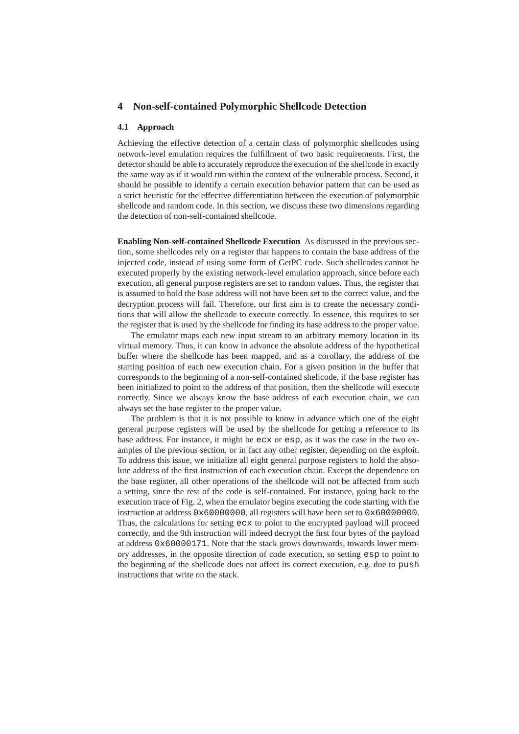## 4 Non-self-contained Polymorphic Shellcode Detection

### 4.1 Approach

Achieving the effective detection of a certain class of polymorphic shellcodes using network-level emulation requires the fulfillment of two basic requirements. First, the detector should be able to accurately reproduce the execution of the shellcode in exactly the same way as if it would run within the context of the vulnerable process. Second, it should be possible to identify a certain execution behavior pattern that can be used as a strict heuristic for the effective differentiation between the execution of polymorphic shellcode and random code. In this section, we discuss these two dimensions regarding the detection of non-self-contained shellcode.

**Enabling Non-self-contained Shellcode Execution** As discussed in the previous section, some shellcodes rely on a register that happens to contain the base address of the injected code, instead of using some form of GetPC code. Such shellcodes cannot be executed properly by the existing network-level emulation approach, since before each execution, all general purpose registers are set to random values. Thus, the register that is assumed to hold the base address will not have been set to the correct value, and the decryption process will fail. Therefore, our first aim is to create the necessary conditions that will allow the shellcode to execute correctly. In essence, this requires to set the register that is used by the shellcode for finding its base address to the proper value.

The emulator maps each new input stream to an arbitrary memory location in its virtual memory. Thus, it can know in advance the absolute address of the hypothetical buffer where the shellcode has been mapped, and as a corollary, the address of the starting position of each new execution chain. For a given position in the buffer that corresponds to the beginning of a non-self-contained shellcode, if the base register has been initialized to point to the address of that position, then the shellcode will execute correctly. Since we always know the base address of each execution chain, we can always set the base register to the proper value.

The problem is that it is not possible to know in advance which one of the eight general purpose registers will be used by the shellcode for getting a reference to its base address. For instance, it might be `ecx` or `esp`, as it was the case in the two examples of the previous section, or in fact any other register, depending on the exploit. To address this issue, we initialize all eight general purpose registers to hold the absolute address of the first instruction of each execution chain. Except the dependence on the base register, all other operations of the shellcode will not be affected from such a setting, since the rest of the code is self-contained. For instance, going back to the execution trace of Fig. 2, when the emulator begins executing the code starting with the instruction at address `0x60000000`, all registers will have been set to `0x60000000`. Thus, the calculations for setting `ecx` to point to the encrypted payload will proceed correctly, and the 9th instruction will indeed decrypt the first four bytes of the payload at address `0x60000171`. Note that the stack grows downwards, towards lower memory addresses, in the opposite direction of code execution, so setting `esp` to point to the beginning of the shellcode does not affect its correct execution, e.g. due to `push` instructions that write on the stack.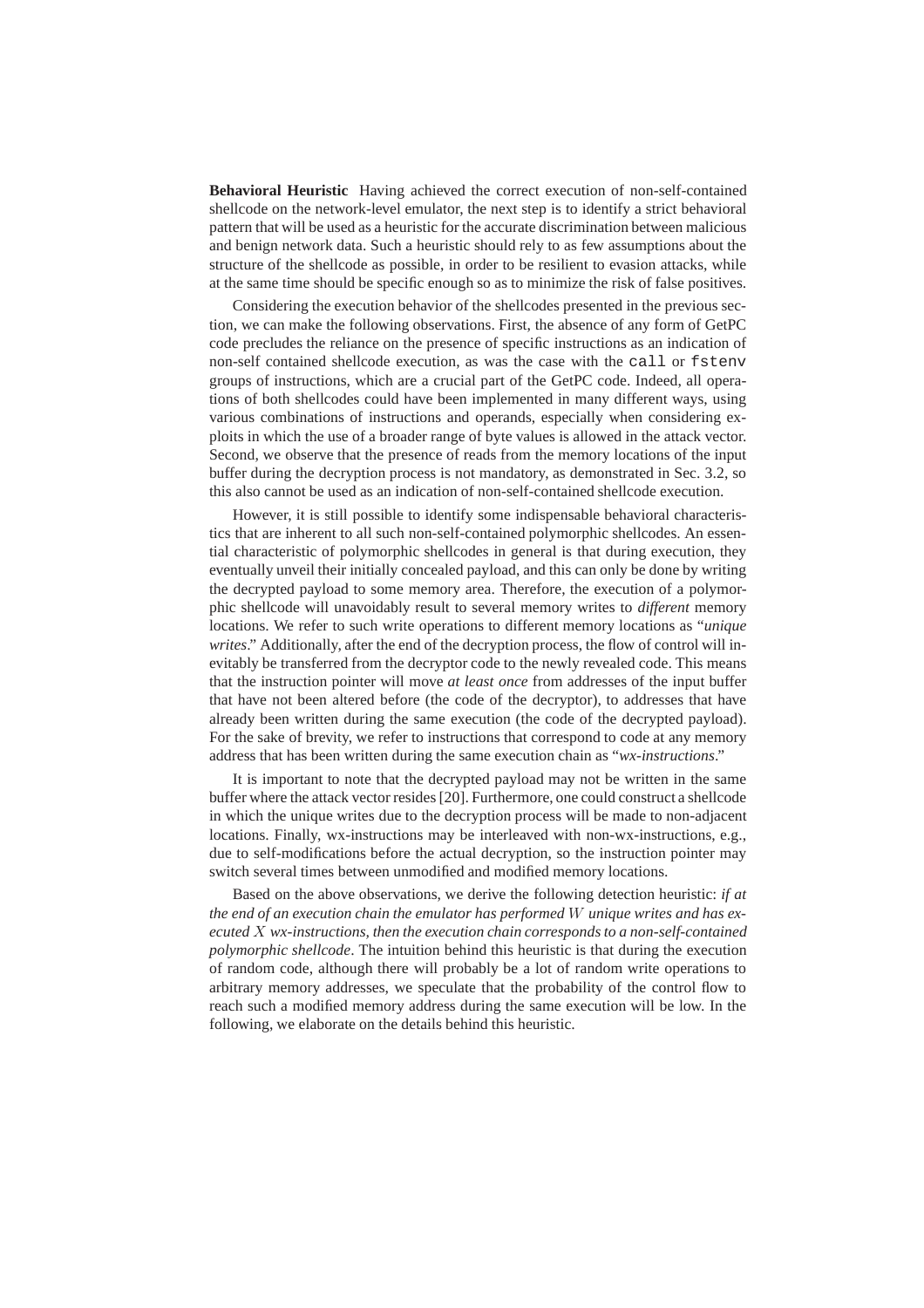**Behavioral Heuristic** Having achieved the correct execution of non-self-contained shellcode on the network-level emulator, the next step is to identify a strict behavioral pattern that will be used as a heuristic for the accurate discrimination between malicious and benign network data. Such a heuristic should rely to as few assumptions about the structure of the shellcode as possible, in order to be resilient to evasion attacks, while at the same time should be specific enough so as to minimize the risk of false positives.

Considering the execution behavior of the shellcodes presented in the previous section, we can make the following observations. First, the absence of any form of GetPC code precludes the reliance on the presence of specific instructions as an indication of non-self contained shellcode execution, as was the case with the `call` or `fstenv` groups of instructions, which are a crucial part of the GetPC code. Indeed, all operations of both shellcodes could have been implemented in many different ways, using various combinations of instructions and operands, especially when considering exploits in which the use of a broader range of byte values is allowed in the attack vector. Second, we observe that the presence of reads from the memory locations of the input buffer during the decryption process is not mandatory, as demonstrated in Sec. 3.2, so this also cannot be used as an indication of non-self-contained shellcode execution.

However, it is still possible to identify some indispensable behavioral characteristics that are inherent to all such non-self-contained polymorphic shellcodes. An essential characteristic of polymorphic shellcodes in general is that during execution, they eventually unveil their initially concealed payload, and this can only be done by writing the decrypted payload to some memory area. Therefore, the execution of a polymorphic shellcode will unavoidably result to several memory writes to *different* memory locations. We refer to such write operations to different memory locations as "*unique writes*." Additionally, after the end of the decryption process, the flow of control will inevitably be transferred from the decryptor code to the newly revealed code. This means that the instruction pointer will move *at least once* from addresses of the input buffer that have not been altered before (the code of the decryptor), to addresses that have already been written during the same execution (the code of the decrypted payload). For the sake of brevity, we refer to instructions that correspond to code at any memory address that has been written during the same execution chain as "*wx-instructions*."

It is important to note that the decrypted payload may not be written in the same buffer where the attack vector resides [20]. Furthermore, one could construct a shellcode in which the unique writes due to the decryption process will be made to non-adjacent locations. Finally, wx-instructions may be interleaved with non-wx-instructions, e.g., due to self-modifications before the actual decryption, so the instruction pointer may switch several times between unmodified and modified memory locations.

Based on the above observations, we derive the following detection heuristic: *if at the end of an execution chain the emulator has performed $W$ unique writes and has executed $X$ wx-instructions, then the execution chain corresponds to a non-self-contained polymorphic shellcode*. The intuition behind this heuristic is that during the execution of random code, although there will probably be a lot of random write operations to arbitrary memory addresses, we speculate that the probability of the control flow to reach such a modified memory address during the same execution will be low. In the following, we elaborate on the details behind this heuristic.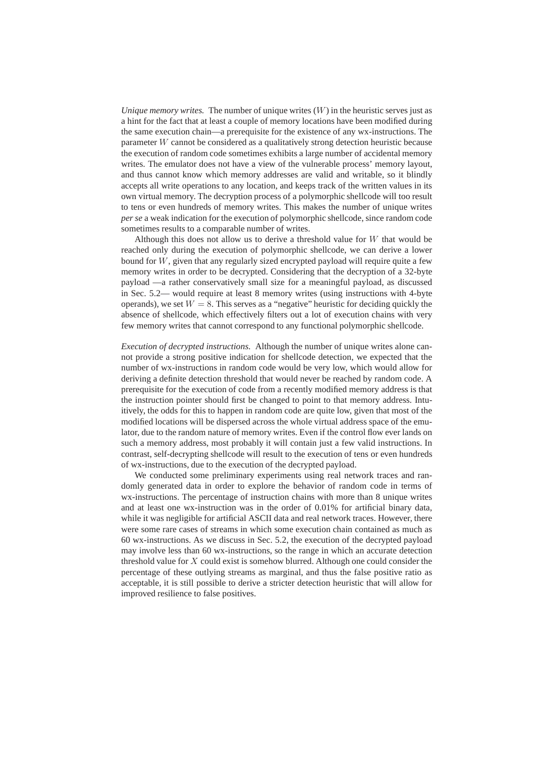*Unique memory writes.* The number of unique writes ($W$) in the heuristic serves just as a hint for the fact that at least a couple of memory locations have been modified during the same execution chain—a prerequisite for the existence of any wx-instructions. The parameter $W$ cannot be considered as a qualitatively strong detection heuristic because the execution of random code sometimes exhibits a large number of accidental memory writes. The emulator does not have a view of the vulnerable process' memory layout, and thus cannot know which memory addresses are valid and writable, so it blindly accepts all write operations to any location, and keeps track of the written values in its own virtual memory. The decryption process of a polymorphic shellcode will too result to tens or even hundreds of memory writes. This makes the number of unique writes *per se* a weak indication for the execution of polymorphic shellcode, since random code sometimes results to a comparable number of writes.

Although this does not allow us to derive a threshold value for $W$ that would be reached only during the execution of polymorphic shellcode, we can derive a lower bound for $W$, given that any regularly sized encrypted payload will require quite a few memory writes in order to be decrypted. Considering that the decryption of a 32-byte payload —a rather conservatively small size for a meaningful payload, as discussed in Sec. 5.2— would require at least 8 memory writes (using instructions with 4-byte operands), we set $W = 8$. This serves as a "negative" heuristic for deciding quickly the absence of shellcode, which effectively filters out a lot of execution chains with very few memory writes that cannot correspond to any functional polymorphic shellcode.

*Execution of decrypted instructions.* Although the number of unique writes alone cannot provide a strong positive indication for shellcode detection, we expected that the number of wx-instructions in random code would be very low, which would allow for deriving a definite detection threshold that would never be reached by random code. A prerequisite for the execution of code from a recently modified memory address is that the instruction pointer should first be changed to point to that memory address. Intuitively, the odds for this to happen in random code are quite low, given that most of the modified locations will be dispersed across the whole virtual address space of the emulator, due to the random nature of memory writes. Even if the control flow ever lands on such a memory address, most probably it will contain just a few valid instructions. In contrast, self-decrypting shellcode will result to the execution of tens or even hundreds of wx-instructions, due to the execution of the decrypted payload.

We conducted some preliminary experiments using real network traces and randomly generated data in order to explore the behavior of random code in terms of wx-instructions. The percentage of instruction chains with more than 8 unique writes and at least one wx-instruction was in the order of 0.01% for artificial binary data, while it was negligible for artificial ASCII data and real network traces. However, there were some rare cases of streams in which some execution chain contained as much as 60 wx-instructions. As we discuss in Sec. 5.2, the execution of the decrypted payload may involve less than 60 wx-instructions, so the range in which an accurate detection threshold value for $X$ could exist is somehow blurred. Although one could consider the percentage of these outlying streams as marginal, and thus the false positive ratio as acceptable, it is still possible to derive a stricter detection heuristic that will allow for improved resilience to false positives.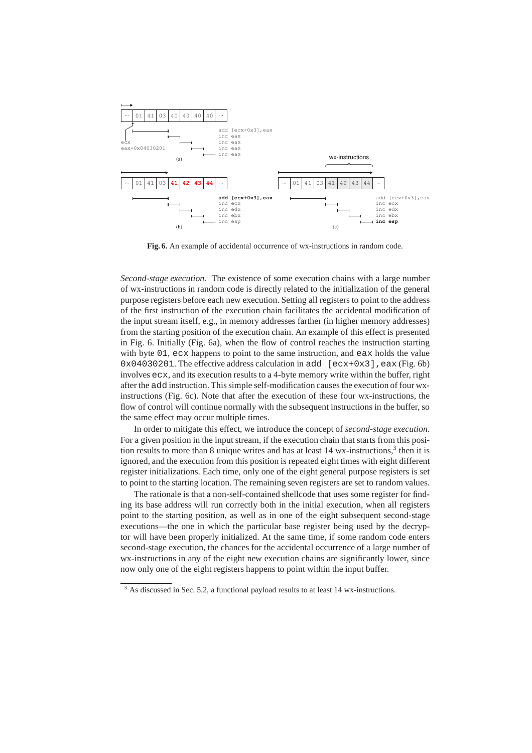**Fig. 6.** An example of accidental occurrence of wx-instructions in random code.

*Second-stage execution.* The existence of some execution chains with a large number of wx-instructions in random code is directly related to the initialization of the general purpose registers before each new execution. Setting all registers to point to the address of the first instruction of the execution chain facilitates the accidental modification of the input stream itself, e.g., in memory addresses farther (in higher memory addresses) from the starting position of the execution chain. An example of this effect is presented in Fig. 6. Initially (Fig. 6a), when the flow of control reaches the instruction starting with byte `01`, `ecx` happens to point to the same instruction, and `eax` holds the value `0x04030201`. The effective address calculation in `add [ecx+0x3],eax` (Fig. 6b) involves `ecx`, and its execution results to a 4-byte memory write within the buffer, right after the `add` instruction. This simple self-modification causes the execution of four wx-instructions (Fig. 6c). Note that after the execution of these four wx-instructions, the flow of control will continue normally with the subsequent instructions in the buffer, so the same effect may occur multiple times.

In order to mitigate this effect, we introduce the concept of *second-stage execution*. For a given position in the input stream, if the execution chain that starts from this position results to more than 8 unique writes and has at least 14 wx-instructions,[3] then it is ignored, and the execution from this position is repeated eight times with eight different register initializations. Each time, only one of the eight general purpose registers is set to point to the starting location. The remaining seven registers are set to random values.

The rationale is that a non-self-contained shellcode that uses some register for finding its base address will run correctly both in the initial execution, when all registers point to the starting position, as well as in one of the eight subsequent second-stage executions—the one in which the particular base register being used by the decryptor will have been properly initialized. At the same time, if some random code enters second-stage execution, the chances for the accidental occurrence of a large number of wx-instructions in any of the eight new execution chains are significantly lower, since now only one of the eight registers happens to point within the input buffer.

[3] As discussed in Sec. 5.2, a functional payload results to at least 14 wx-instructions.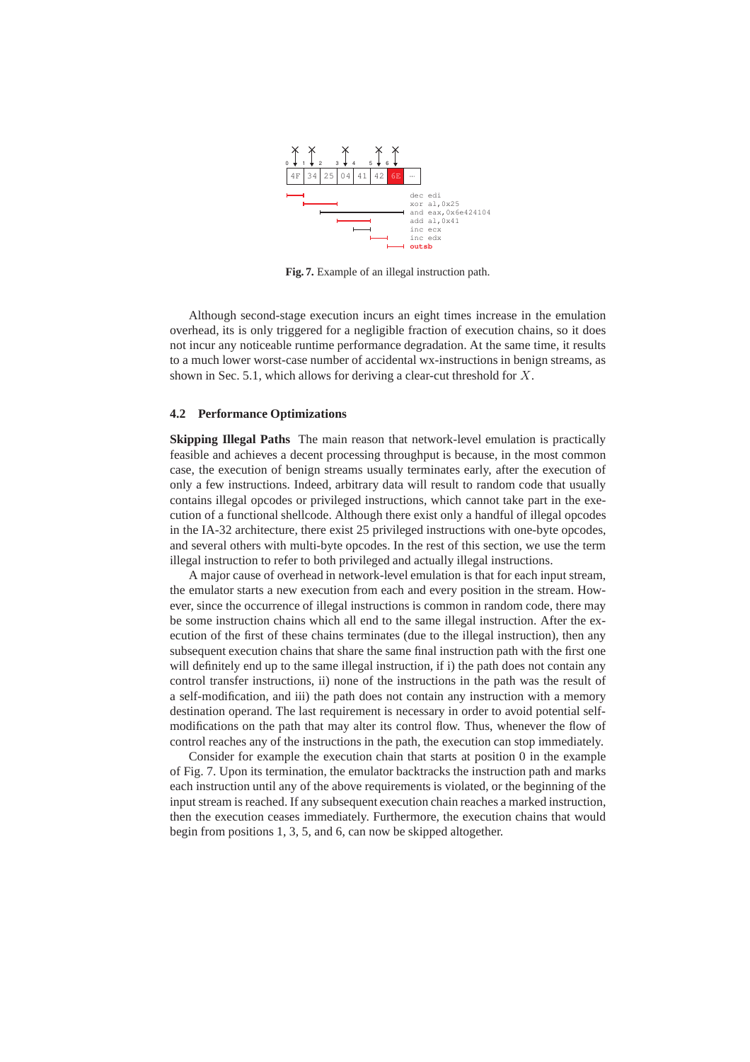0 1 2 3 4 5 6

4F 34 25 04 41 42 6E ...

dec edi
xor al,0x25
and eax,0x6e424104
add al,0x41
inc ecx
inc edx
outsb

**Fig. 7.** Example of an illegal instruction path.

Although second-stage execution incurs an eight times increase in the emulation overhead, its is only triggered for a negligible fraction of execution chains, so it does not incur any noticeable runtime performance degradation. At the same time, it results to a much lower worst-case number of accidental wx-instructions in benign streams, as shown in Sec. 5.1, which allows for deriving a clear-cut threshold for $X$.

### 4.2 Performance Optimizations

**Skipping Illegal Paths** The main reason that network-level emulation is practically feasible and achieves a decent processing throughput is because, in the most common case, the execution of benign streams usually terminates early, after the execution of only a few instructions. Indeed, arbitrary data will result to random code that usually contains illegal opcodes or privileged instructions, which cannot take part in the execution of a functional shellcode. Although there exist only a handful of illegal opcodes in the IA-32 architecture, there exist 25 privileged instructions with one-byte opcodes, and several others with multi-byte opcodes. In the rest of this section, we use the term illegal instruction to refer to both privileged and actually illegal instructions.

A major cause of overhead in network-level emulation is that for each input stream, the emulator starts a new execution from each and every position in the stream. However, since the occurrence of illegal instructions is common in random code, there may be some instruction chains which all end to the same illegal instruction. After the execution of the first of these chains terminates (due to the illegal instruction), then any subsequent execution chains that share the same final instruction path with the first one will definitely end up to the same illegal instruction, if i) the path does not contain any control transfer instructions, ii) none of the instructions in the path was the result of a self-modification, and iii) the path does not contain any instruction with a memory destination operand. The last requirement is necessary in order to avoid potential self-modifications on the path that may alter its control flow. Thus, whenever the flow of control reaches any of the instructions in the path, the execution can stop immediately.

Consider for example the execution chain that starts at position 0 in the example of Fig. 7. Upon its termination, the emulator backtracks the instruction path and marks each instruction until any of the above requirements is violated, or the beginning of the input stream is reached. If any subsequent execution chain reaches a marked instruction, then the execution ceases immediately. Furthermore, the execution chains that would begin from positions 1, 3, 5, and 6, can now be skipped altogether.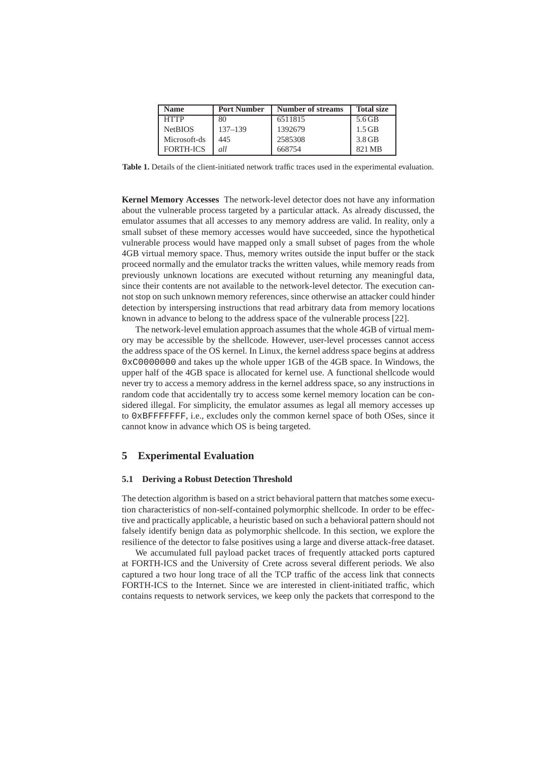| Name | Port Number | Number of streams | Total size |
|---|---|---|---|
| HTTP | 80 | 6511815 | 5.6 GB |
| NetBIOS | 137–139 | 1392679 | 1.5 GB |
| Microsoft-ds | 445 | 2585308 | 3.8 GB |
| FORTH-ICS | *all* | 668754 | 821 MB |

**Table 1.** Details of the client-initiated network traffic traces used in the experimental evaluation.

**Kernel Memory Accesses** The network-level detector does not have any information about the vulnerable process targeted by a particular attack. As already discussed, the emulator assumes that all accesses to any memory address are valid. In reality, only a small subset of these memory accesses would have succeeded, since the hypothetical vulnerable process would have mapped only a small subset of pages from the whole 4GB virtual memory space. Thus, memory writes outside the input buffer or the stack proceed normally and the emulator tracks the written values, while memory reads from previously unknown locations are executed without returning any meaningful data, since their contents are not available to the network-level detector. The execution cannot stop on such unknown memory references, since otherwise an attacker could hinder detection by interspersing instructions that read arbitrary data from memory locations known in advance to belong to the address space of the vulnerable process [22].

The network-level emulation approach assumes that the whole 4GB of virtual memory may be accessible by the shellcode. However, user-level processes cannot access the address space of the OS kernel. In Linux, the kernel address space begins at address `0xC0000000` and takes up the whole upper 1GB of the 4GB space. In Windows, the upper half of the 4GB space is allocated for kernel use. A functional shellcode would never try to access a memory address in the kernel address space, so any instructions in random code that accidentally try to access some kernel memory location can be considered illegal. For simplicity, the emulator assumes as legal all memory accesses up to `0xBFFFFFFF`, i.e., excludes only the common kernel space of both OSes, since it cannot know in advance which OS is being targeted.

## 5 Experimental Evaluation

### 5.1 Deriving a Robust Detection Threshold

The detection algorithm is based on a strict behavioral pattern that matches some execution characteristics of non-self-contained polymorphic shellcode. In order to be effective and practically applicable, a heuristic based on such a behavioral pattern should not falsely identify benign data as polymorphic shellcode. In this section, we explore the resilience of the detector to false positives using a large and diverse attack-free dataset.

We accumulated full payload packet traces of frequently attacked ports captured at FORTH-ICS and the University of Crete across several different periods. We also captured a two hour long trace of all the TCP traffic of the access link that connects FORTH-ICS to the Internet. Since we are interested in client-initiated traffic, which contains requests to network services, we keep only the packets that correspond to the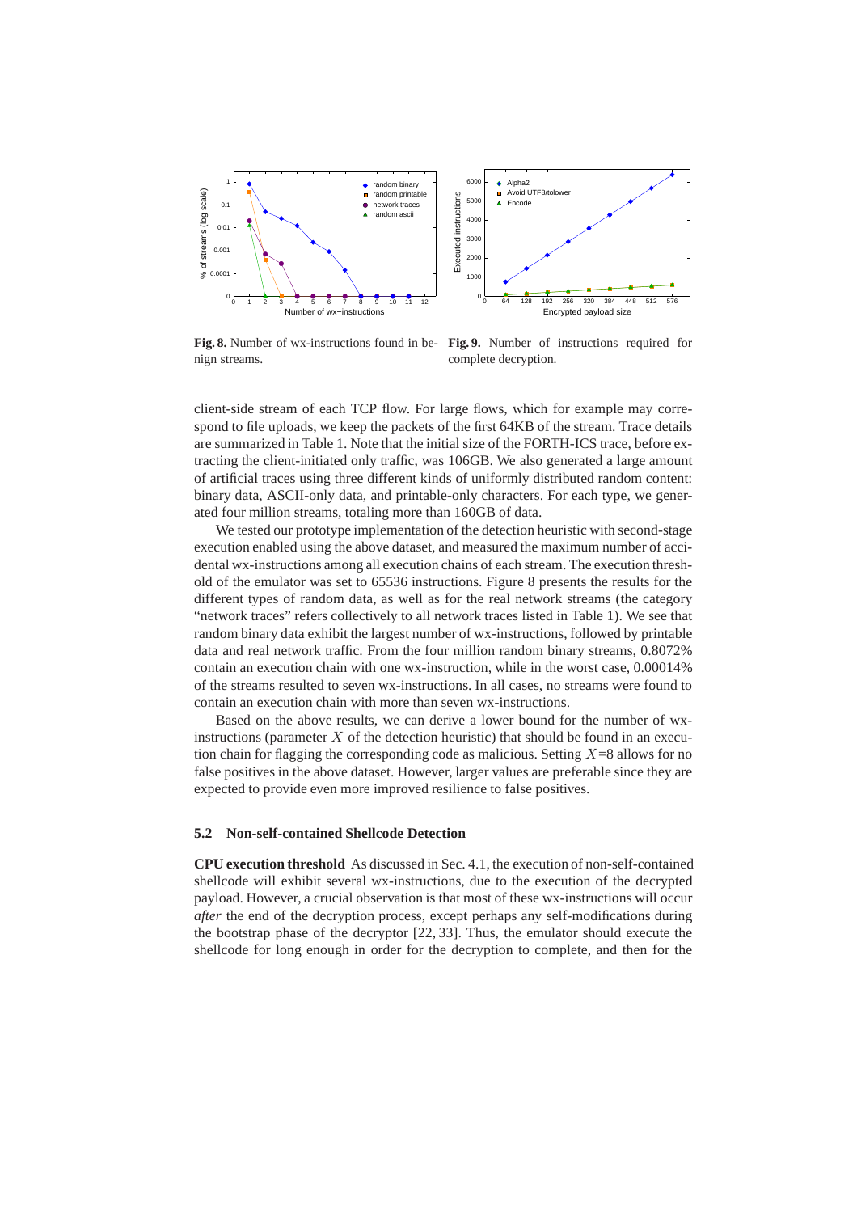**Fig. 8.** Number of wx-instructions found in benign streams.

**Fig. 9.** Number of instructions required for complete decryption.

client-side stream of each TCP flow. For large flows, which for example may correspond to file uploads, we keep the packets of the first 64KB of the stream. Trace details are summarized in Table 1. Note that the initial size of the FORTH-ICS trace, before extracting the client-initiated only traffic, was 106GB. We also generated a large amount of artificial traces using three different kinds of uniformly distributed random content: binary data, ASCII-only data, and printable-only characters. For each type, we generated four million streams, totaling more than 160GB of data.

We tested our prototype implementation of the detection heuristic with second-stage execution enabled using the above dataset, and measured the maximum number of accidental wx-instructions among all execution chains of each stream. The execution threshold of the emulator was set to 65536 instructions. Figure 8 presents the results for the different types of random data, as well as for the real network streams (the category "network traces" refers collectively to all network traces listed in Table 1). We see that random binary data exhibit the largest number of wx-instructions, followed by printable data and real network traffic. From the four million random binary streams, 0.8072% contain an execution chain with one wx-instruction, while in the worst case, 0.00014% of the streams resulted to seven wx-instructions. In all cases, no streams were found to contain an execution chain with more than seven wx-instructions.

Based on the above results, we can derive a lower bound for the number of wx-instructions (parameter $X$ of the detection heuristic) that should be found in an execution chain for flagging the corresponding code as malicious. Setting $X$=8 allows for no false positives in the above dataset. However, larger values are preferable since they are expected to provide even more improved resilience to false positives.

### 5.2 Non-self-contained Shellcode Detection

**CPU execution threshold** As discussed in Sec. 4.1, the execution of non-self-contained shellcode will exhibit several wx-instructions, due to the execution of the decrypted payload. However, a crucial observation is that most of these wx-instructions will occur *after* the end of the decryption process, except perhaps any self-modifications during the bootstrap phase of the decryptor [22, 33]. Thus, the emulator should execute the shellcode for long enough in order for the decryption to complete, and then for the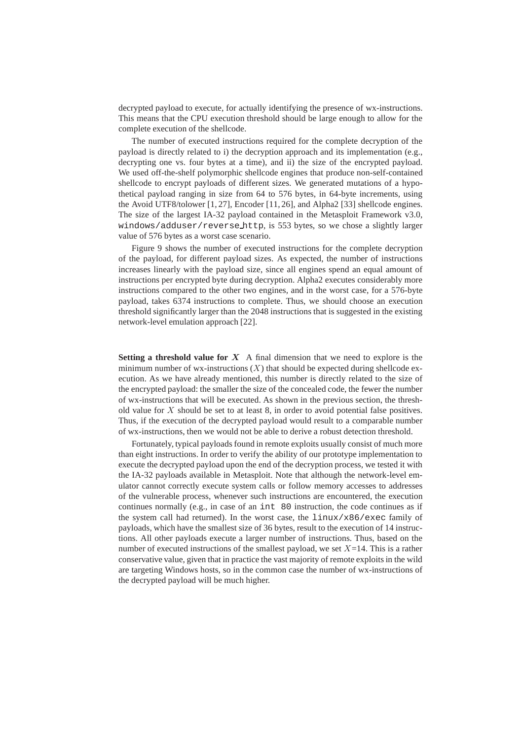decrypted payload to execute, for actually identifying the presence of wx-instructions. This means that the CPU execution threshold should be large enough to allow for the complete execution of the shellcode.

The number of executed instructions required for the complete decryption of the payload is directly related to i) the decryption approach and its implementation (e.g., decrypting one vs. four bytes at a time), and ii) the size of the encrypted payload. We used off-the-shelf polymorphic shellcode engines that produce non-self-contained shellcode to encrypt payloads of different sizes. We generated mutations of a hypothetical payload ranging in size from 64 to 576 bytes, in 64-byte increments, using the Avoid UTF8/tolower [1, 27], Encoder [11, 26], and Alpha2 [33] shellcode engines. The size of the largest IA-32 payload contained in the Metasploit Framework v3.0, `windows/adduser/reverse_http`, is 553 bytes, so we chose a slightly larger value of 576 bytes as a worst case scenario.

Figure 9 shows the number of executed instructions for the complete decryption of the payload, for different payload sizes. As expected, the number of instructions increases linearly with the payload size, since all engines spend an equal amount of instructions per encrypted byte during decryption. Alpha2 executes considerably more instructions compared to the other two engines, and in the worst case, for a 576-byte payload, takes 6374 instructions to complete. Thus, we should choose an execution threshold significantly larger than the 2048 instructions that is suggested in the existing network-level emulation approach [22].

**Setting a threshold value for $X$** A final dimension that we need to explore is the minimum number of wx-instructions ($X$) that should be expected during shellcode execution. As we have already mentioned, this number is directly related to the size of the encrypted payload: the smaller the size of the concealed code, the fewer the number of wx-instructions that will be executed. As shown in the previous section, the threshold value for $X$ should be set to at least 8, in order to avoid potential false positives. Thus, if the execution of the decrypted payload would result to a comparable number of wx-instructions, then we would not be able to derive a robust detection threshold.

Fortunately, typical payloads found in remote exploits usually consist of much more than eight instructions. In order to verify the ability of our prototype implementation to execute the decrypted payload upon the end of the decryption process, we tested it with the IA-32 payloads available in Metasploit. Note that although the network-level emulator cannot correctly execute system calls or follow memory accesses to addresses of the vulnerable process, whenever such instructions are encountered, the execution continues normally (e.g., in case of an `int 80` instruction, the code continues as if the system call had returned). In the worst case, the `linux/x86/exec` family of payloads, which have the smallest size of 36 bytes, result to the execution of 14 instructions. All other payloads execute a larger number of instructions. Thus, based on the number of executed instructions of the smallest payload, we set $X$=14. This is a rather conservative value, given that in practice the vast majority of remote exploits in the wild are targeting Windows hosts, so in the common case the number of wx-instructions of the decrypted payload will be much higher.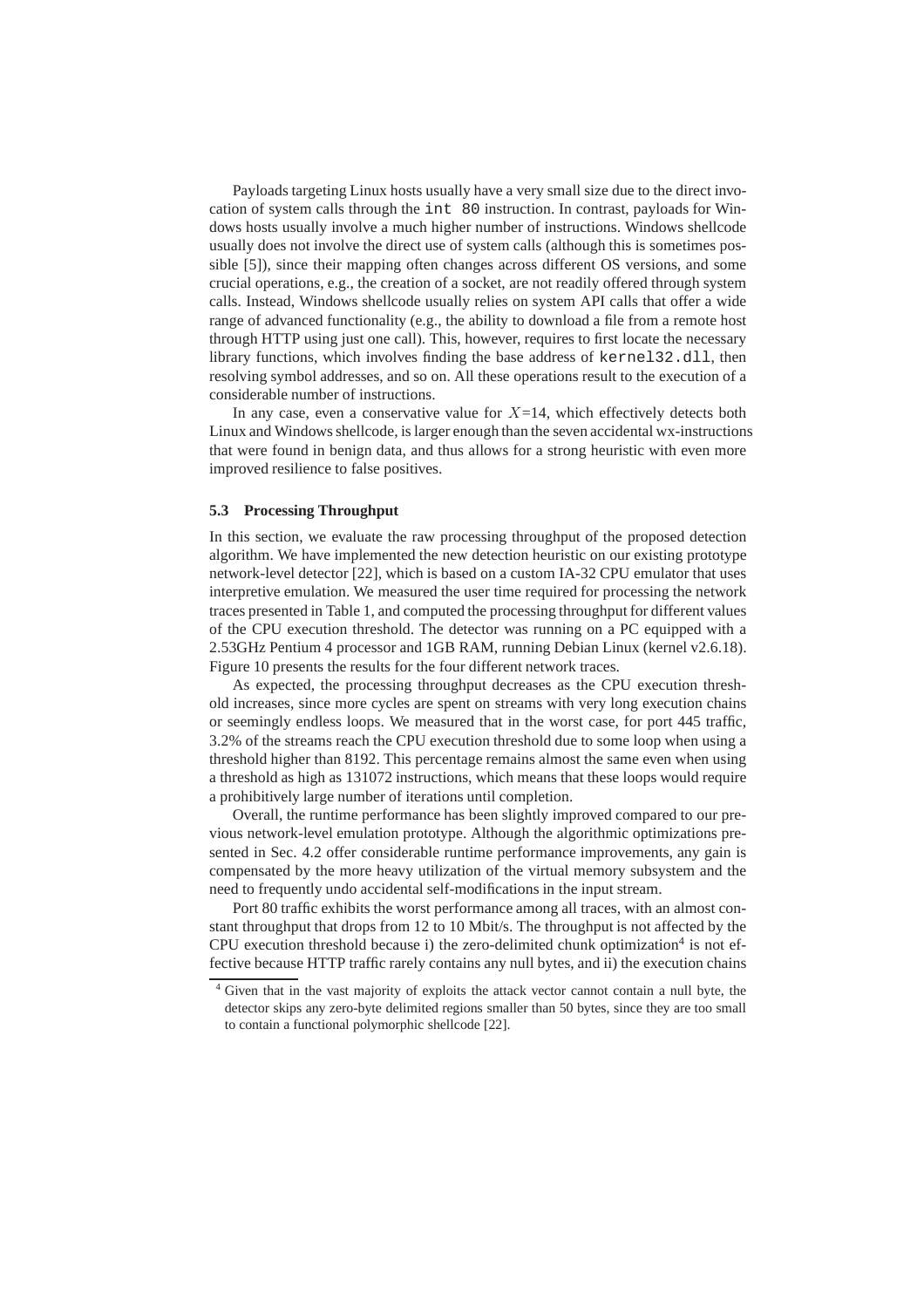Payloads targeting Linux hosts usually have a very small size due to the direct invocation of system calls through the `int 80` instruction. In contrast, payloads for Windows hosts usually involve a much higher number of instructions. Windows shellcode usually does not involve the direct use of system calls (although this is sometimes possible [5]), since their mapping often changes across different OS versions, and some crucial operations, e.g., the creation of a socket, are not readily offered through system calls. Instead, Windows shellcode usually relies on system API calls that offer a wide range of advanced functionality (e.g., the ability to download a file from a remote host through HTTP using just one call). This, however, requires to first locate the necessary library functions, which involves finding the base address of `kernel32.dll`, then resolving symbol addresses, and so on. All these operations result to the execution of a considerable number of instructions.

In any case, even a conservative value for $X$=14, which effectively detects both Linux and Windows shellcode, is larger enough than the seven accidental wx-instructions that were found in benign data, and thus allows for a strong heuristic with even more improved resilience to false positives.

### 5.3 Processing Throughput

In this section, we evaluate the raw processing throughput of the proposed detection algorithm. We have implemented the new detection heuristic on our existing prototype network-level detector [22], which is based on a custom IA-32 CPU emulator that uses interpretive emulation. We measured the user time required for processing the network traces presented in Table 1, and computed the processing throughput for different values of the CPU execution threshold. The detector was running on a PC equipped with a 2.53GHz Pentium 4 processor and 1GB RAM, running Debian Linux (kernel v2.6.18). Figure 10 presents the results for the four different network traces.

As expected, the processing throughput decreases as the CPU execution threshold increases, since more cycles are spent on streams with very long execution chains or seemingly endless loops. We measured that in the worst case, for port 445 traffic, 3.2% of the streams reach the CPU execution threshold due to some loop when using a threshold higher than 8192. This percentage remains almost the same even when using a threshold as high as 131072 instructions, which means that these loops would require a prohibitively large number of iterations until completion.

Overall, the runtime performance has been slightly improved compared to our previous network-level emulation prototype. Although the algorithmic optimizations presented in Sec. 4.2 offer considerable runtime performance improvements, any gain is compensated by the more heavy utilization of the virtual memory subsystem and the need to frequently undo accidental self-modifications in the input stream.

Port 80 traffic exhibits the worst performance among all traces, with an almost constant throughput that drops from 12 to 10 Mbit/s. The throughput is not affected by the CPU execution threshold because i) the zero-delimited chunk optimization[4] is not effective because HTTP traffic rarely contains any null bytes, and ii) the execution chains

[4] Given that in the vast majority of exploits the attack vector cannot contain a null byte, the detector skips any zero-byte delimited regions smaller than 50 bytes, since they are too small to contain a functional polymorphic shellcode [22].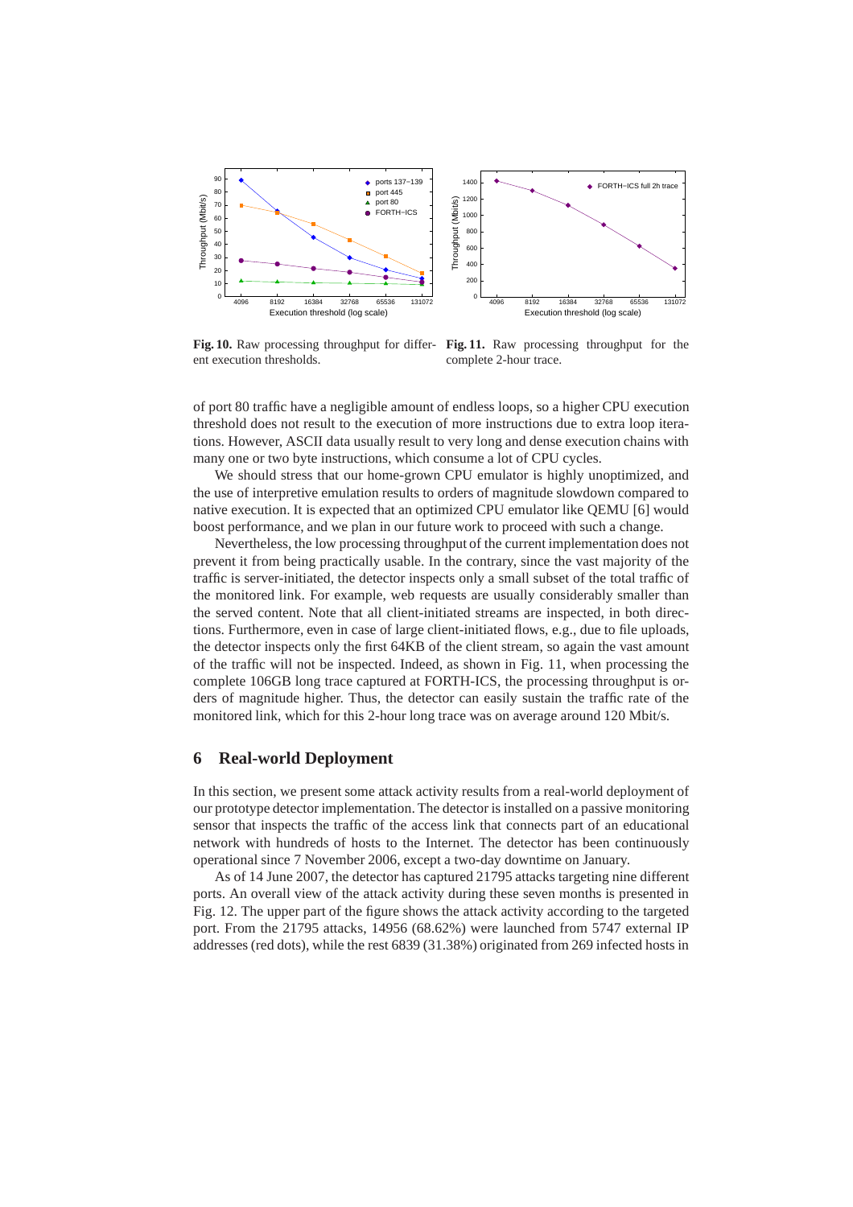90
80
70
60
50
40
30
20
10
0

Throughput (Mbit/s)

4096 8192 16384 32768 65536 131072

Execution threshold (log scale)

ports 137–139
port 445
port 80
FORTH–ICS

1400
1200
1000
800
600
400
200
0

Throughput (Mbit/s)

4096 8192 16384 32768 65536 131072

Execution threshold (log scale)

FORTH–ICS full 2h trace

**Fig. 10.** Raw processing throughput for different execution thresholds.

**Fig. 11.** Raw processing throughput for the complete 2-hour trace.

of port 80 traffic have a negligible amount of endless loops, so a higher CPU execution threshold does not result to the execution of more instructions due to extra loop iterations. However, ASCII data usually result to very long and dense execution chains with many one or two byte instructions, which consume a lot of CPU cycles.

We should stress that our home-grown CPU emulator is highly unoptimized, and the use of interpretive emulation results to orders of magnitude slowdown compared to native execution. It is expected that an optimized CPU emulator like QEMU [6] would boost performance, and we plan in our future work to proceed with such a change.

Nevertheless, the low processing throughput of the current implementation does not prevent it from being practically usable. In the contrary, since the vast majority of the traffic is server-initiated, the detector inspects only a small subset of the total traffic of the monitored link. For example, web requests are usually considerably smaller than the served content. Note that all client-initiated streams are inspected, in both directions. Furthermore, even in case of large client-initiated flows, e.g., due to file uploads, the detector inspects only the first 64KB of the client stream, so again the vast amount of the traffic will not be inspected. Indeed, as shown in Fig. 11, when processing the complete 106GB long trace captured at FORTH-ICS, the processing throughput is orders of magnitude higher. Thus, the detector can easily sustain the traffic rate of the monitored link, which for this 2-hour long trace was on average around 120 Mbit/s.

## 6 Real-world Deployment

In this section, we present some attack activity results from a real-world deployment of our prototype detector implementation. The detector is installed on a passive monitoring sensor that inspects the traffic of the access link that connects part of an educational network with hundreds of hosts to the Internet. The detector has been continuously operational since 7 November 2006, except a two-day downtime on January.

As of 14 June 2007, the detector has captured 21795 attacks targeting nine different ports. An overall view of the attack activity during these seven months is presented in Fig. 12. The upper part of the figure shows the attack activity according to the targeted port. From the 21795 attacks, 14956 (68.62%) were launched from 5747 external IP addresses (red dots), while the rest 6839 (31.38%) originated from 269 infected hosts in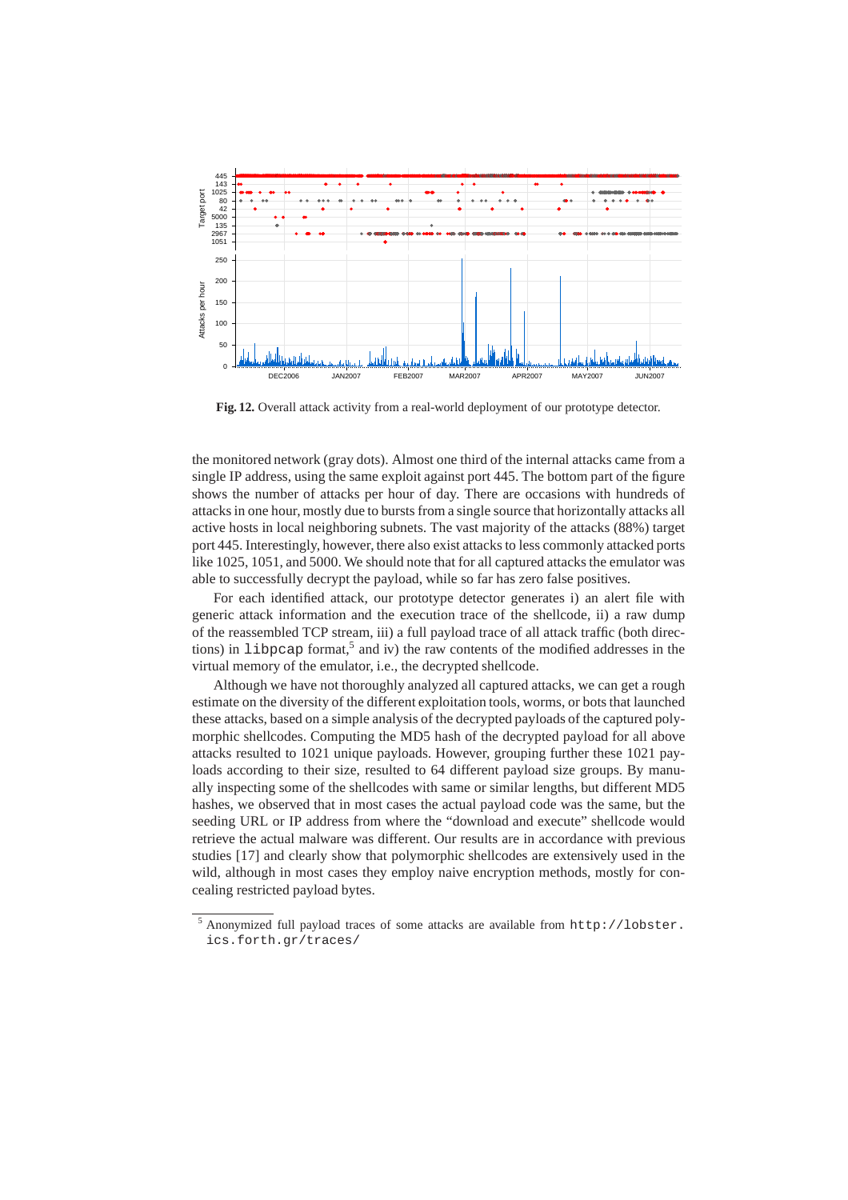**Fig. 12.** Overall attack activity from a real-world deployment of our prototype detector.

the monitored network (gray dots). Almost one third of the internal attacks came from a single IP address, using the same exploit against port 445. The bottom part of the figure shows the number of attacks per hour of day. There are occasions with hundreds of attacks in one hour, mostly due to bursts from a single source that horizontally attacks all active hosts in local neighboring subnets. The vast majority of the attacks (88%) target port 445. Interestingly, however, there also exist attacks to less commonly attacked ports like 1025, 1051, and 5000. We should note that for all captured attacks the emulator was able to successfully decrypt the payload, while so far has zero false positives.

For each identified attack, our prototype detector generates i) an alert file with generic attack information and the execution trace of the shellcode, ii) a raw dump of the reassembled TCP stream, iii) a full payload trace of all attack traffic (both directions) in `libpcap` format,[5] and iv) the raw contents of the modified addresses in the virtual memory of the emulator, i.e., the decrypted shellcode.

Although we have not thoroughly analyzed all captured attacks, we can get a rough estimate on the diversity of the different exploitation tools, worms, or bots that launched these attacks, based on a simple analysis of the decrypted payloads of the captured polymorphic shellcodes. Computing the MD5 hash of the decrypted payload for all above attacks resulted to 1021 unique payloads. However, grouping further these 1021 payloads according to their size, resulted to 64 different payload size groups. By manually inspecting some of the shellcodes with same or similar lengths, but different MD5 hashes, we observed that in most cases the actual payload code was the same, but the seeding URL or IP address from where the "download and execute" shellcode would retrieve the actual malware was different. Our results are in accordance with previous studies [17] and clearly show that polymorphic shellcodes are extensively used in the wild, although in most cases they employ naive encryption methods, mostly for concealing restricted payload bytes.

[5] Anonymized full payload traces of some attacks are available from `http://lobster.ics.forth.gr/traces/`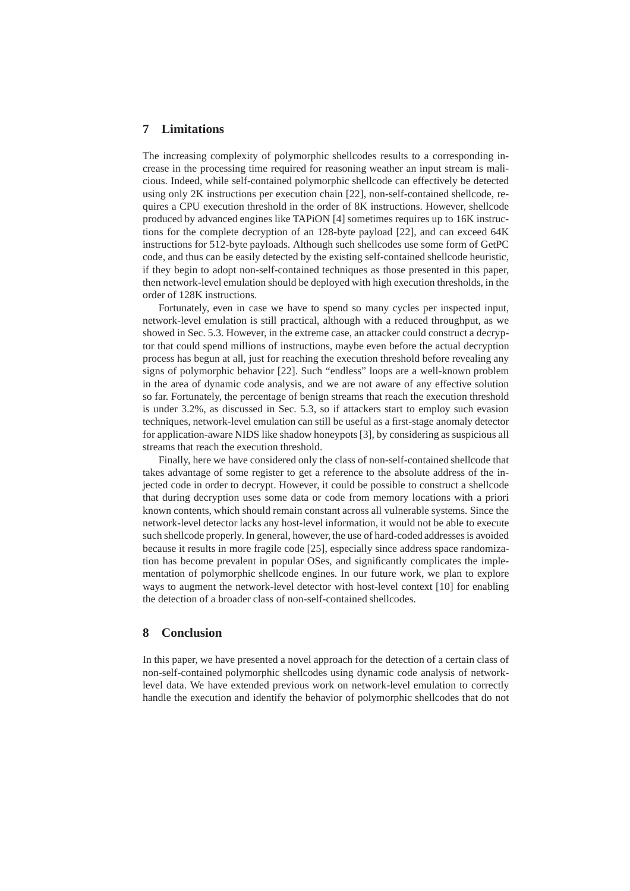## 7 Limitations

The increasing complexity of polymorphic shellcodes results to a corresponding increase in the processing time required for reasoning weather an input stream is malicious. Indeed, while self-contained polymorphic shellcode can effectively be detected using only 2K instructions per execution chain [22], non-self-contained shellcode, requires a CPU execution threshold in the order of 8K instructions. However, shellcode produced by advanced engines like TAPiON [4] sometimes requires up to 16K instructions for the complete decryption of an 128-byte payload [22], and can exceed 64K instructions for 512-byte payloads. Although such shellcodes use some form of GetPC code, and thus can be easily detected by the existing self-contained shellcode heuristic, if they begin to adopt non-self-contained techniques as those presented in this paper, then network-level emulation should be deployed with high execution thresholds, in the order of 128K instructions.

Fortunately, even in case we have to spend so many cycles per inspected input, network-level emulation is still practical, although with a reduced throughput, as we showed in Sec. 5.3. However, in the extreme case, an attacker could construct a decryptor that could spend millions of instructions, maybe even before the actual decryption process has begun at all, just for reaching the execution threshold before revealing any signs of polymorphic behavior [22]. Such "endless" loops are a well-known problem in the area of dynamic code analysis, and we are not aware of any effective solution so far. Fortunately, the percentage of benign streams that reach the execution threshold is under 3.2%, as discussed in Sec. 5.3, so if attackers start to employ such evasion techniques, network-level emulation can still be useful as a first-stage anomaly detector for application-aware NIDS like shadow honeypots [3], by considering as suspicious all streams that reach the execution threshold.

Finally, here we have considered only the class of non-self-contained shellcode that takes advantage of some register to get a reference to the absolute address of the injected code in order to decrypt. However, it could be possible to construct a shellcode that during decryption uses some data or code from memory locations with a priori known contents, which should remain constant across all vulnerable systems. Since the network-level detector lacks any host-level information, it would not be able to execute such shellcode properly. In general, however, the use of hard-coded addresses is avoided because it results in more fragile code [25], especially since address space randomization has become prevalent in popular OSes, and significantly complicates the implementation of polymorphic shellcode engines. In our future work, we plan to explore ways to augment the network-level detector with host-level context [10] for enabling the detection of a broader class of non-self-contained shellcodes.

## 8 Conclusion

In this paper, we have presented a novel approach for the detection of a certain class of non-self-contained polymorphic shellcodes using dynamic code analysis of network-level data. We have extended previous work on network-level emulation to correctly handle the execution and identify the behavior of polymorphic shellcodes that do not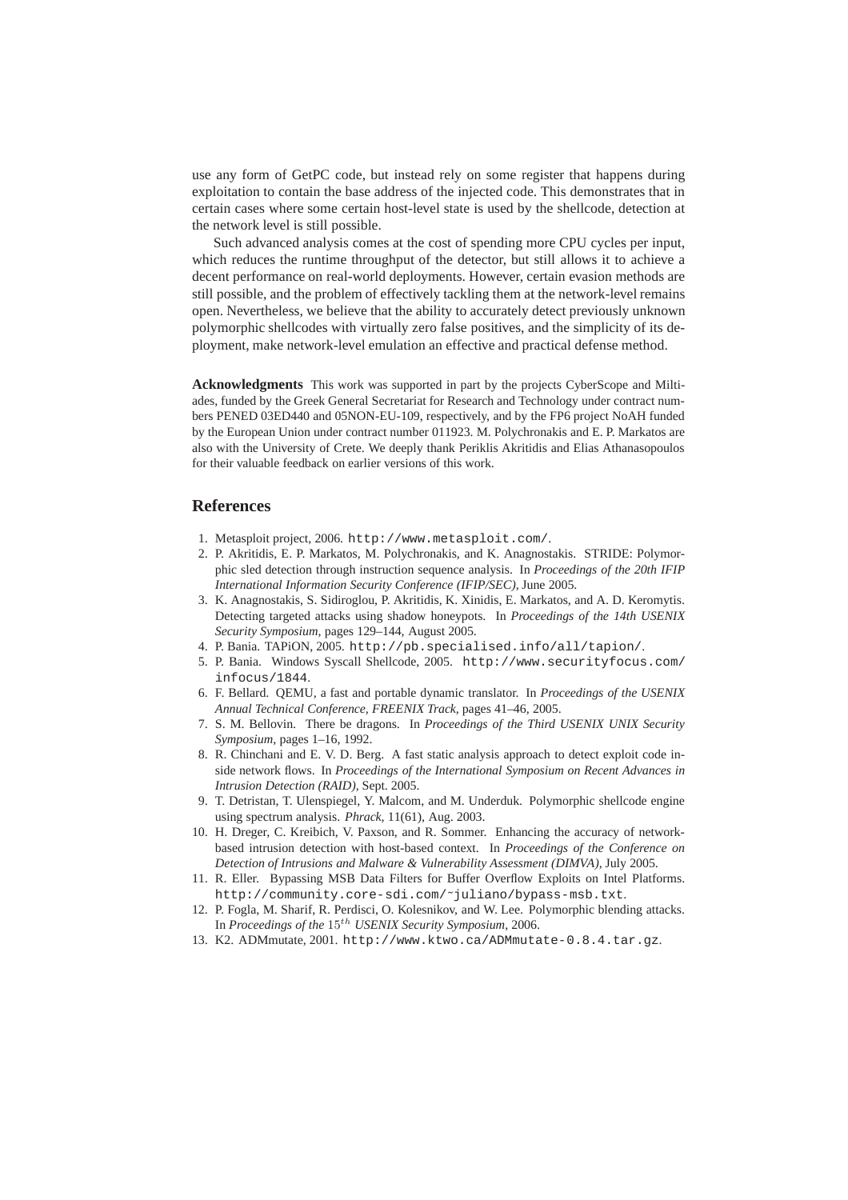use any form of GetPC code, but instead rely on some register that happens during exploitation to contain the base address of the injected code. This demonstrates that in certain cases where some certain host-level state is used by the shellcode, detection at the network level is still possible.

Such advanced analysis comes at the cost of spending more CPU cycles per input, which reduces the runtime throughput of the detector, but still allows it to achieve a decent performance on real-world deployments. However, certain evasion methods are still possible, and the problem of effectively tackling them at the network-level remains open. Nevertheless, we believe that the ability to accurately detect previously unknown polymorphic shellcodes with virtually zero false positives, and the simplicity of its deployment, make network-level emulation an effective and practical defense method.

**Acknowledgments** This work was supported in part by the projects CyberScope and Miltiades, funded by the Greek General Secretariat for Research and Technology under contract numbers PENED 03ED440 and 05NON-EU-109, respectively, and by the FP6 project NoAH funded by the European Union under contract number 011923. M. Polychronakis and E. P. Markatos are also with the University of Crete. We deeply thank Periklis Akritidis and Elias Athanasopoulos for their valuable feedback on earlier versions of this work.

## References

1. Metasploit project, 2006. `http://www.metasploit.com/`.
2. P. Akritidis, E. P. Markatos, M. Polychronakis, and K. Anagnostakis. STRIDE: Polymorphic sled detection through instruction sequence analysis. In *Proceedings of the 20th IFIP International Information Security Conference (IFIP/SEC)*, June 2005.
3. K. Anagnostakis, S. Sidiroglou, P. Akritidis, K. Xinidis, E. Markatos, and A. D. Keromytis. Detecting targeted attacks using shadow honeypots. In *Proceedings of the 14th USENIX Security Symposium*, pages 129–144, August 2005.
4. P. Bania. TAPiON, 2005. `http://pb.specialised.info/all/tapion/`.
5. P. Bania. Windows Syscall Shellcode, 2005. `http://www.securityfocus.com/infocus/1844`.
6. F. Bellard. QEMU, a fast and portable dynamic translator. In *Proceedings of the USENIX Annual Technical Conference, FREENIX Track*, pages 41–46, 2005.
7. S. M. Bellovin. There be dragons. In *Proceedings of the Third USENIX UNIX Security Symposium*, pages 1–16, 1992.
8. R. Chinchani and E. V. D. Berg. A fast static analysis approach to detect exploit code inside network flows. In *Proceedings of the International Symposium on Recent Advances in Intrusion Detection (RAID)*, Sept. 2005.
9. T. Detristan, T. Ulenspiegel, Y. Malcom, and M. Underduk. Polymorphic shellcode engine using spectrum analysis. *Phrack*, 11(61), Aug. 2003.
10. H. Dreger, C. Kreibich, V. Paxson, and R. Sommer. Enhancing the accuracy of network-based intrusion detection with host-based context. In *Proceedings of the Conference on Detection of Intrusions and Malware & Vulnerability Assessment (DIMVA)*, July 2005.
11. R. Eller. Bypassing MSB Data Filters for Buffer Overflow Exploits on Intel Platforms. `http://community.core-sdi.com/~juliano/bypass-msb.txt`.
12. P. Fogla, M. Sharif, R. Perdisci, O. Kolesnikov, and W. Lee. Polymorphic blending attacks. In *Proceedings of the* $15^{th}$ *USENIX Security Symposium*, 2006.
13. K2. ADMmutate, 2001. `http://www.ktwo.ca/ADMmutate-0.8.4.tar.gz`.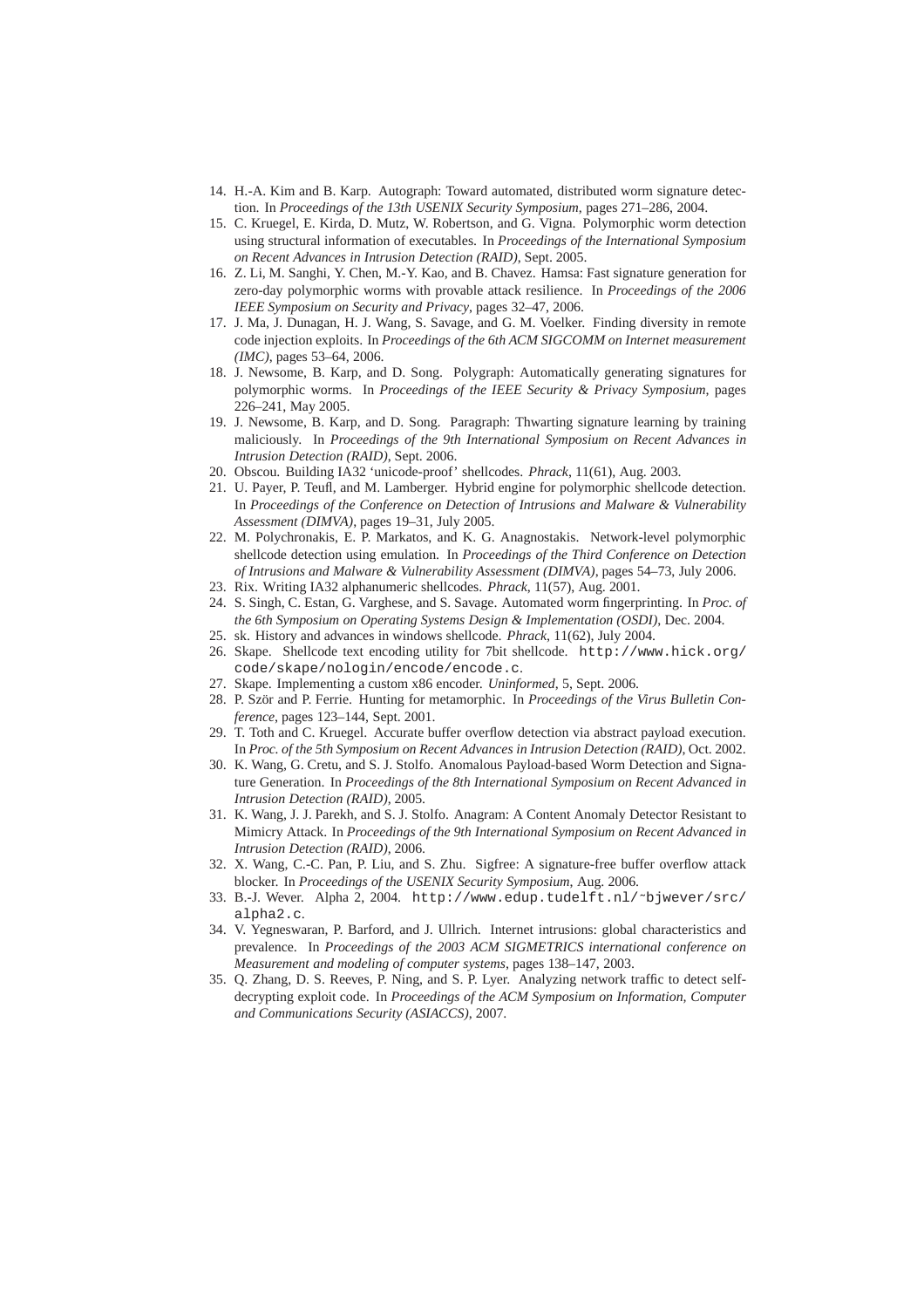14. H.-A. Kim and B. Karp. Autograph: Toward automated, distributed worm signature detection. In *Proceedings of the 13th USENIX Security Symposium*, pages 271–286, 2004.
15. C. Kruegel, E. Kirda, D. Mutz, W. Robertson, and G. Vigna. Polymorphic worm detection using structural information of executables. In *Proceedings of the International Symposium on Recent Advances in Intrusion Detection (RAID)*, Sept. 2005.
16. Z. Li, M. Sanghi, Y. Chen, M.-Y. Kao, and B. Chavez. Hamsa: Fast signature generation for zero-day polymorphic worms with provable attack resilience. In *Proceedings of the 2006 IEEE Symposium on Security and Privacy*, pages 32–47, 2006.
17. J. Ma, J. Dunagan, H. J. Wang, S. Savage, and G. M. Voelker. Finding diversity in remote code injection exploits. In *Proceedings of the 6th ACM SIGCOMM on Internet measurement (IMC)*, pages 53–64, 2006.
18. J. Newsome, B. Karp, and D. Song. Polygraph: Automatically generating signatures for polymorphic worms. In *Proceedings of the IEEE Security & Privacy Symposium*, pages 226–241, May 2005.
19. J. Newsome, B. Karp, and D. Song. Paragraph: Thwarting signature learning by training maliciously. In *Proceedings of the 9th International Symposium on Recent Advances in Intrusion Detection (RAID)*, Sept. 2006.
20. Obscou. Building IA32 'unicode-proof' shellcodes. *Phrack*, 11(61), Aug. 2003.
21. U. Payer, P. Teufl, and M. Lamberger. Hybrid engine for polymorphic shellcode detection. In *Proceedings of the Conference on Detection of Intrusions and Malware & Vulnerability Assessment (DIMVA)*, pages 19–31, July 2005.
22. M. Polychronakis, E. P. Markatos, and K. G. Anagnostakis. Network-level polymorphic shellcode detection using emulation. In *Proceedings of the Third Conference on Detection of Intrusions and Malware & Vulnerability Assessment (DIMVA)*, pages 54–73, July 2006.
23. Rix. Writing IA32 alphanumeric shellcodes. *Phrack*, 11(57), Aug. 2001.
24. S. Singh, C. Estan, G. Varghese, and S. Savage. Automated worm fingerprinting. In *Proc. of the 6th Symposium on Operating Systems Design & Implementation (OSDI)*, Dec. 2004.
25. sk. History and advances in windows shellcode. *Phrack*, 11(62), July 2004.
26. Skape. Shellcode text encoding utility for 7bit shellcode. `http://www.hick.org/code/skape/nologin/encode/encode.c`.
27. Skape. Implementing a custom x86 encoder. *Uninformed*, 5, Sept. 2006.
28. P. Ször and P. Ferrie. Hunting for metamorphic. In *Proceedings of the Virus Bulletin Conference*, pages 123–144, Sept. 2001.
29. T. Toth and C. Kruegel. Accurate buffer overflow detection via abstract payload execution. In *Proc. of the 5th Symposium on Recent Advances in Intrusion Detection (RAID)*, Oct. 2002.
30. K. Wang, G. Cretu, and S. J. Stolfo. Anomalous Payload-based Worm Detection and Signature Generation. In *Proceedings of the 8th International Symposium on Recent Advanced in Intrusion Detection (RAID)*, 2005.
31. K. Wang, J. J. Parekh, and S. J. Stolfo. Anagram: A Content Anomaly Detector Resistant to Mimicry Attack. In *Proceedings of the 9th International Symposium on Recent Advanced in Intrusion Detection (RAID)*, 2006.
32. X. Wang, C.-C. Pan, P. Liu, and S. Zhu. Sigfree: A signature-free buffer overflow attack blocker. In *Proceedings of the USENIX Security Symposium*, Aug. 2006.
33. B.-J. Wever. Alpha 2, 2004. `http://www.edup.tudelft.nl/~bjwever/src/alpha2.c`.
34. V. Yegneswaran, P. Barford, and J. Ullrich. Internet intrusions: global characteristics and prevalence. In *Proceedings of the 2003 ACM SIGMETRICS international conference on Measurement and modeling of computer systems*, pages 138–147, 2003.
35. Q. Zhang, D. S. Reeves, P. Ning, and S. P. Lyer. Analyzing network traffic to detect self-decrypting exploit code. In *Proceedings of the ACM Symposium on Information, Computer and Communications Security (ASIACCS)*, 2007.